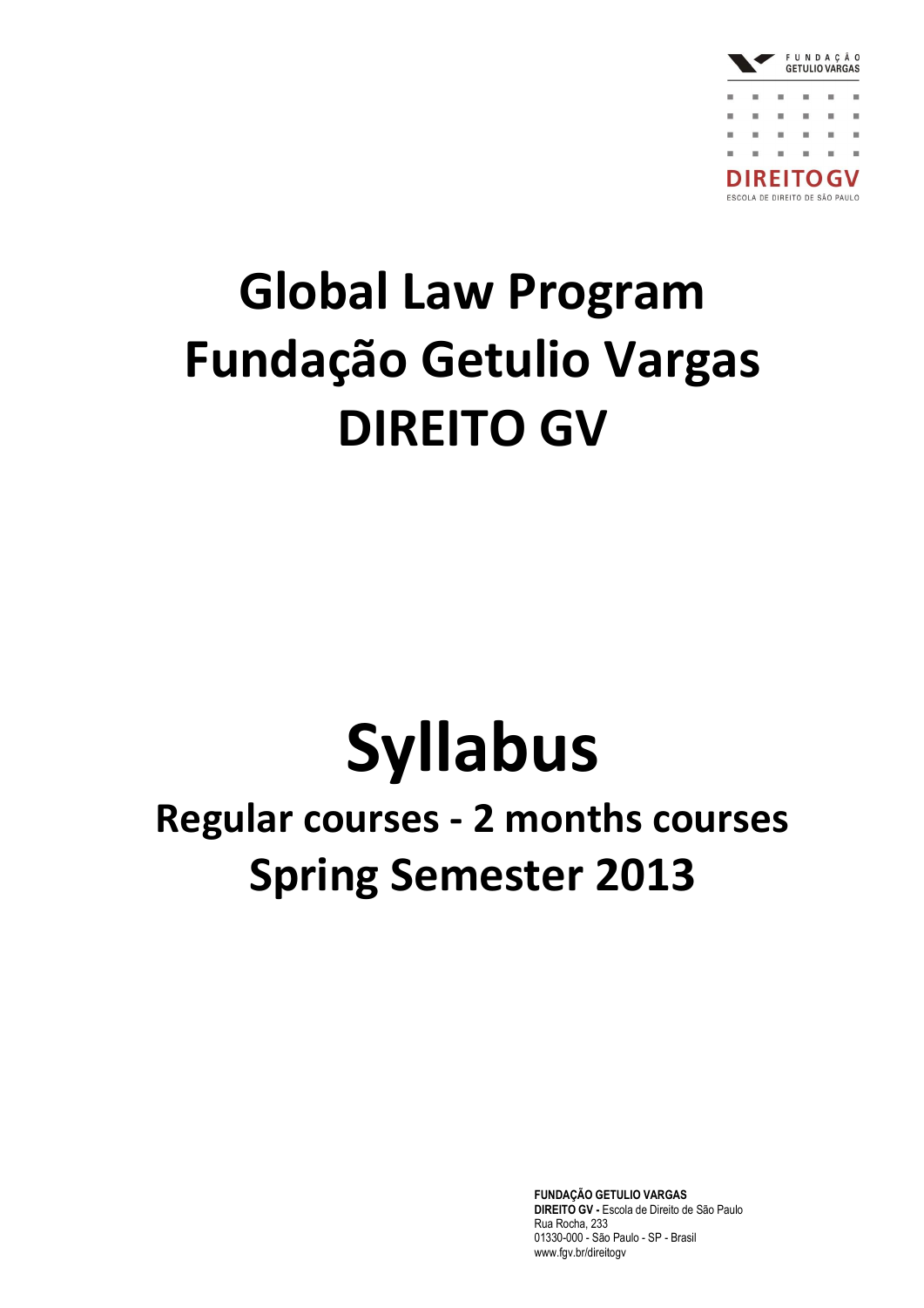FUNDAÇÃO GETULIO VARGAS

DIREITO GV

ESCOLA DE DIREITO DE SÃO PAULO

# Global Law Program
# Fundação Getulio Vargas
# DIREITO GV

# Syllabus

## Regular courses - 2 months courses
## Spring Semester 2013

**FUNDAÇÃO GETULIO VARGAS**
**DIREITO GV -** Escola de Direito de São Paulo
Rua Rocha, 233
01330-000 - São Paulo - SP - Brasil
www.fgv.br/direitogv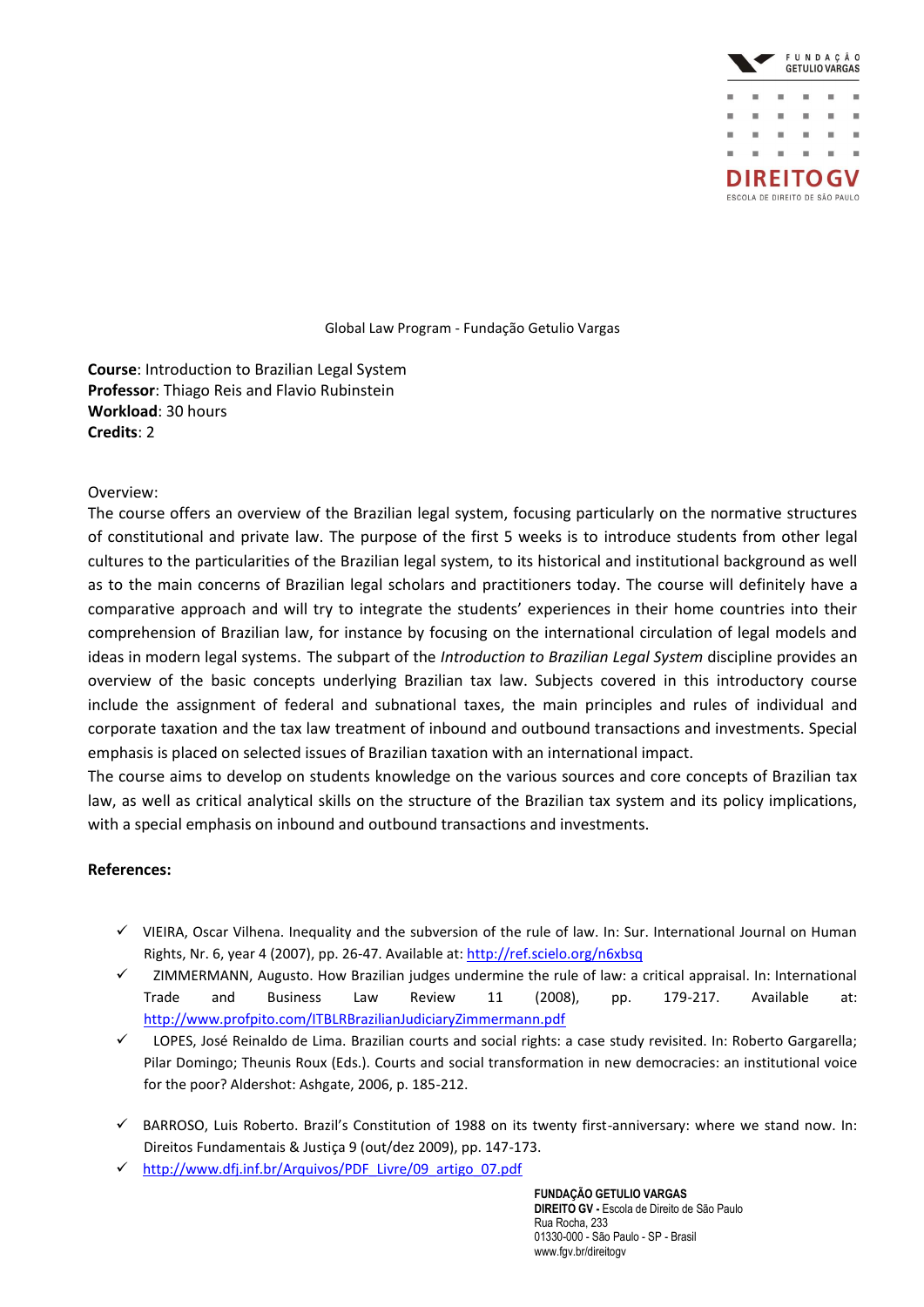Global Law Program - Fundação Getulio Vargas

**Course**: Introduction to Brazilian Legal System
**Professor**: Thiago Reis and Flavio Rubinstein
**Workload**: 30 hours
**Credits**: 2

Overview:
The course offers an overview of the Brazilian legal system, focusing particularly on the normative structures of constitutional and private law. The purpose of the first 5 weeks is to introduce students from other legal cultures to the particularities of the Brazilian legal system, to its historical and institutional background as well as to the main concerns of Brazilian legal scholars and practitioners today. The course will definitely have a comparative approach and will try to integrate the students' experiences in their home countries into their comprehension of Brazilian law, for instance by focusing on the international circulation of legal models and ideas in modern legal systems. The subpart of the *Introduction to Brazilian Legal System* discipline provides an overview of the basic concepts underlying Brazilian tax law. Subjects covered in this introductory course include the assignment of federal and subnational taxes, the main principles and rules of individual and corporate taxation and the tax law treatment of inbound and outbound transactions and investments. Special emphasis is placed on selected issues of Brazilian taxation with an international impact.
The course aims to develop on students knowledge on the various sources and core concepts of Brazilian tax law, as well as critical analytical skills on the structure of the Brazilian tax system and its policy implications, with a special emphasis on inbound and outbound transactions and investments.

**References:**

- ✓ VIEIRA, Oscar Vilhena. Inequality and the subversion of the rule of law. In: Sur. International Journal on Human Rights, Nr. 6, year 4 (2007), pp. 26-47. Available at: http://ref.scielo.org/n6xbsq
- ✓ ZIMMERMANN, Augusto. How Brazilian judges undermine the rule of law: a critical appraisal. In: International Trade and Business Law Review 11 (2008), pp. 179-217. Available at: http://www.profpito.com/ITBLRBrazilianJudiciaryZimmermann.pdf
- ✓ LOPES, José Reinaldo de Lima. Brazilian courts and social rights: a case study revisited. In: Roberto Gargarella; Pilar Domingo; Theunis Roux (Eds.). Courts and social transformation in new democracies: an institutional voice for the poor? Aldershot: Ashgate, 2006, p. 185-212.
- ✓ BARROSO, Luis Roberto. Brazil's Constitution of 1988 on its twenty first-anniversary: where we stand now. In: Direitos Fundamentais & Justiça 9 (out/dez 2009), pp. 147-173.
- ✓ http://www.dfj.inf.br/Arquivos/PDF_Livre/09_artigo_07.pdf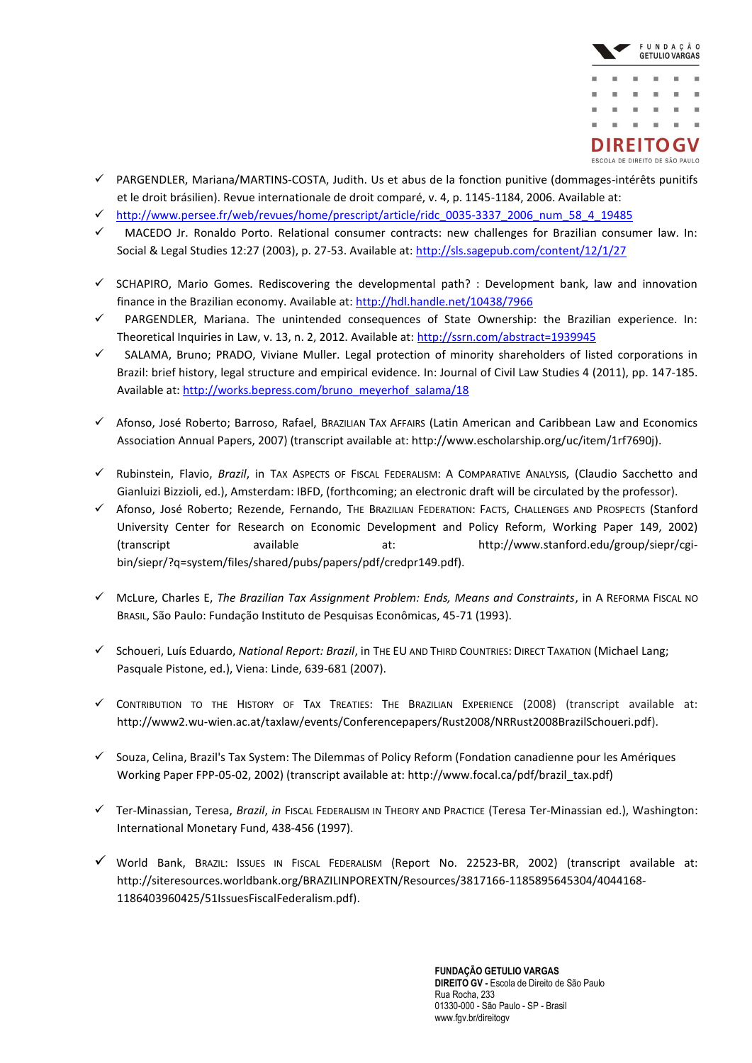- PARGENDLER, Mariana/MARTINS-COSTA, Judith. Us et abus de la fonction punitive (dommages-intérêts punitifs et le droit brásilien). Revue internationale de droit comparé, v. 4, p. 1145-1184, 2006. Available at:
- http://www.persee.fr/web/revues/home/prescript/article/ridc_0035-3337_2006_num_58_4_19485
- MACEDO Jr. Ronaldo Porto. Relational consumer contracts: new challenges for Brazilian consumer law. In: Social & Legal Studies 12:27 (2003), p. 27-53. Available at: http://sls.sagepub.com/content/12/1/27
- SCHAPIRO, Mario Gomes. Rediscovering the developmental path? : Development bank, law and innovation finance in the Brazilian economy. Available at: http://hdl.handle.net/10438/7966
- PARGENDLER, Mariana. The unintended consequences of State Ownership: the Brazilian experience. In: Theoretical Inquiries in Law, v. 13, n. 2, 2012. Available at: http://ssrn.com/abstract=1939945
- SALAMA, Bruno; PRADO, Viviane Muller. Legal protection of minority shareholders of listed corporations in Brazil: brief history, legal structure and empirical evidence. In: Journal of Civil Law Studies 4 (2011), pp. 147-185. Available at: http://works.bepress.com/bruno_meyerhof_salama/18
- Afonso, José Roberto; Barroso, Rafael, BRAZILIAN TAX AFFAIRS (Latin American and Caribbean Law and Economics Association Annual Papers, 2007) (transcript available at: http://www.escholarship.org/uc/item/1rf7690j).
- Rubinstein, Flavio, *Brazil*, in TAX ASPECTS OF FISCAL FEDERALISM: A COMPARATIVE ANALYSIS, (Claudio Sacchetto and Gianluizi Bizzioli, ed.), Amsterdam: IBFD, (forthcoming; an electronic draft will be circulated by the professor).
- Afonso, José Roberto; Rezende, Fernando, THE BRAZILIAN FEDERATION: FACTS, CHALLENGES AND PROSPECTS (Stanford University Center for Research on Economic Development and Policy Reform, Working Paper 149, 2002) (transcript available at: http://www.stanford.edu/group/siepr/cgi-bin/siepr/?q=system/files/shared/pubs/papers/pdf/credpr149.pdf).
- McLure, Charles E, *The Brazilian Tax Assignment Problem: Ends, Means and Constraints*, in A REFORMA FISCAL NO BRASIL, São Paulo: Fundação Instituto de Pesquisas Econômicas, 45-71 (1993).
- Schoueri, Luís Eduardo, *National Report: Brazil*, in THE EU AND THIRD COUNTRIES: DIRECT TAXATION (Michael Lang; Pasquale Pistone, ed.), Viena: Linde, 639-681 (2007).
- CONTRIBUTION TO THE HISTORY OF TAX TREATIES: THE BRAZILIAN EXPERIENCE (2008) (transcript available at: http://www2.wu-wien.ac.at/taxlaw/events/Conferencepapers/Rust2008/NRRust2008BrazilSchoueri.pdf).
- Souza, Celina, Brazil's Tax System: The Dilemmas of Policy Reform (Fondation canadienne pour les Amériques Working Paper FPP-05-02, 2002) (transcript available at: http://www.focal.ca/pdf/brazil_tax.pdf)
- Ter-Minassian, Teresa, *Brazil*, *in* FISCAL FEDERALISM IN THEORY AND PRACTICE (Teresa Ter-Minassian ed.), Washington: International Monetary Fund, 438-456 (1997).
- World Bank, BRAZIL: ISSUES IN FISCAL FEDERALISM (Report No. 22523-BR, 2002) (transcript available at: http://siteresources.worldbank.org/BRAZILINPOREXTN/Resources/3817166-1185895645304/4044168-1186403960425/51IssuesFiscalFederalism.pdf).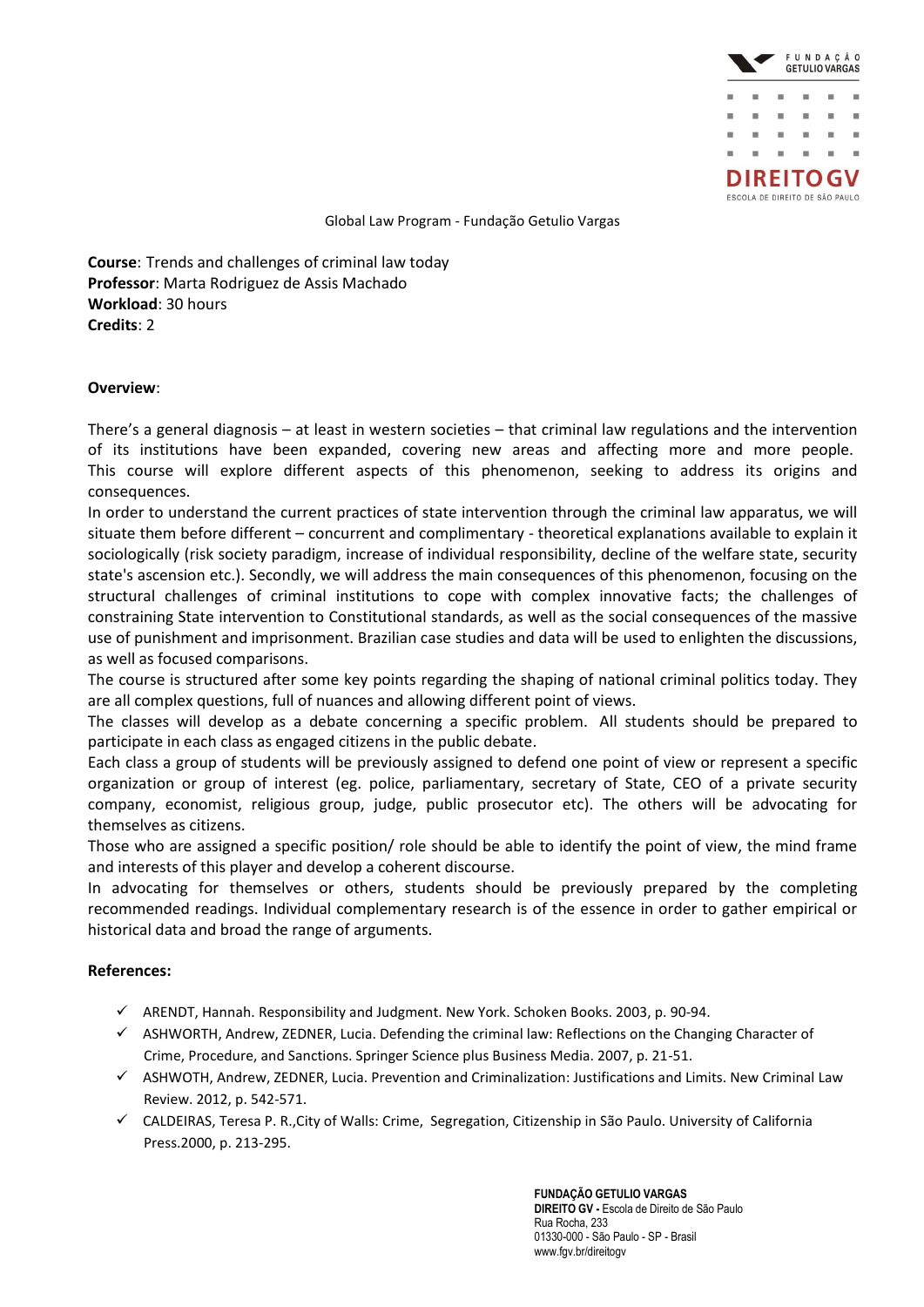Global Law Program - Fundação Getulio Vargas

**Course**: Trends and challenges of criminal law today
**Professor**: Marta Rodriguez de Assis Machado
**Workload**: 30 hours
**Credits**: 2

**Overview**:

There's a general diagnosis – at least in western societies – that criminal law regulations and the intervention of its institutions have been expanded, covering new areas and affecting more and more people. This course will explore different aspects of this phenomenon, seeking to address its origins and consequences.

In order to understand the current practices of state intervention through the criminal law apparatus, we will situate them before different – concurrent and complimentary - theoretical explanations available to explain it sociologically (risk society paradigm, increase of individual responsibility, decline of the welfare state, security state's ascension etc.). Secondly, we will address the main consequences of this phenomenon, focusing on the structural challenges of criminal institutions to cope with complex innovative facts; the challenges of constraining State intervention to Constitutional standards, as well as the social consequences of the massive use of punishment and imprisonment. Brazilian case studies and data will be used to enlighten the discussions, as well as focused comparisons.

The course is structured after some key points regarding the shaping of national criminal politics today. They are all complex questions, full of nuances and allowing different point of views.

The classes will develop as a debate concerning a specific problem. All students should be prepared to participate in each class as engaged citizens in the public debate.

Each class a group of students will be previously assigned to defend one point of view or represent a specific organization or group of interest (eg. police, parliamentary, secretary of State, CEO of a private security company, economist, religious group, judge, public prosecutor etc). The others will be advocating for themselves as citizens.

Those who are assigned a specific position/ role should be able to identify the point of view, the mind frame and interests of this player and develop a coherent discourse.

In advocating for themselves or others, students should be previously prepared by the completing recommended readings. Individual complementary research is of the essence in order to gather empirical or historical data and broad the range of arguments.

**References:**

- ✓ ARENDT, Hannah. Responsibility and Judgment. New York. Schoken Books. 2003, p. 90-94.
- ✓ ASHWORTH, Andrew, ZEDNER, Lucia. Defending the criminal law: Reflections on the Changing Character of Crime, Procedure, and Sanctions. Springer Science plus Business Media. 2007, p. 21-51.
- ✓ ASHWOTH, Andrew, ZEDNER, Lucia. Prevention and Criminalization: Justifications and Limits. New Criminal Law Review. 2012, p. 542-571.
- ✓ CALDEIRAS, Teresa P. R.,City of Walls: Crime, Segregation, Citizenship in São Paulo. University of California Press.2000, p. 213-295.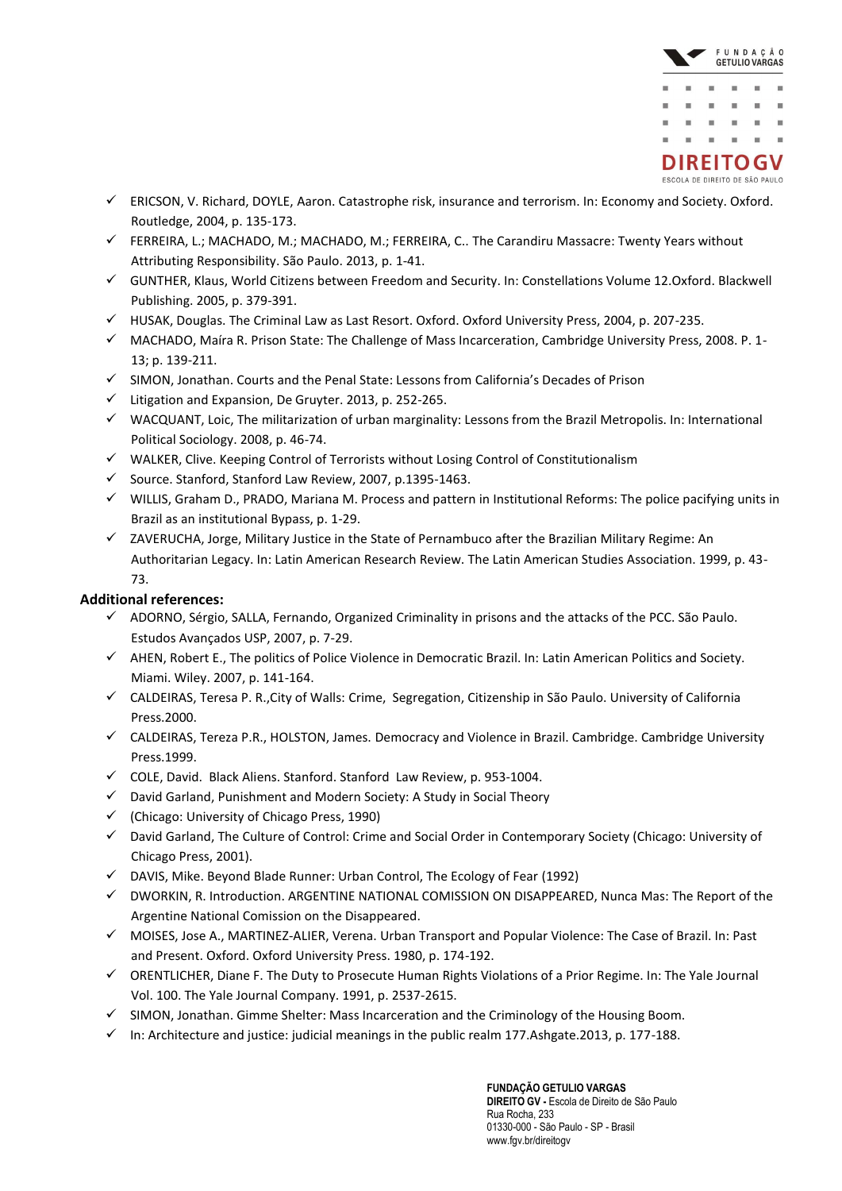- ERICSON, V. Richard, DOYLE, Aaron. Catastrophe risk, insurance and terrorism. In: Economy and Society. Oxford. Routledge, 2004, p. 135-173.
- FERREIRA, L.; MACHADO, M.; MACHADO, M.; FERREIRA, C.. The Carandiru Massacre: Twenty Years without Attributing Responsibility. São Paulo. 2013, p. 1-41.
- GUNTHER, Klaus, World Citizens between Freedom and Security. In: Constellations Volume 12.Oxford. Blackwell Publishing. 2005, p. 379-391.
- HUSAK, Douglas. The Criminal Law as Last Resort. Oxford. Oxford University Press, 2004, p. 207-235.
- MACHADO, Maíra R. Prison State: The Challenge of Mass Incarceration, Cambridge University Press, 2008. P. 1-13; p. 139-211.
- SIMON, Jonathan. Courts and the Penal State: Lessons from California's Decades of Prison
- Litigation and Expansion, De Gruyter. 2013, p. 252-265.
- WACQUANT, Loic, The militarization of urban marginality: Lessons from the Brazil Metropolis. In: International Political Sociology. 2008, p. 46-74.
- WALKER, Clive. Keeping Control of Terrorists without Losing Control of Constitutionalism
- Source. Stanford, Stanford Law Review, 2007, p.1395-1463.
- WILLIS, Graham D., PRADO, Mariana M. Process and pattern in Institutional Reforms: The police pacifying units in Brazil as an institutional Bypass, p. 1-29.
- ZAVERUCHA, Jorge, Military Justice in the State of Pernambuco after the Brazilian Military Regime: An Authoritarian Legacy. In: Latin American Research Review. The Latin American Studies Association. 1999, p. 43-73.

**Additional references:**

- ADORNO, Sérgio, SALLA, Fernando, Organized Criminality in prisons and the attacks of the PCC. São Paulo. Estudos Avançados USP, 2007, p. 7-29.
- AHEN, Robert E., The politics of Police Violence in Democratic Brazil. In: Latin American Politics and Society. Miami. Wiley. 2007, p. 141-164.
- CALDEIRAS, Teresa P. R.,City of Walls: Crime, Segregation, Citizenship in São Paulo. University of California Press.2000.
- CALDEIRAS, Tereza P.R., HOLSTON, James. Democracy and Violence in Brazil. Cambridge. Cambridge University Press.1999.
- COLE, David. Black Aliens. Stanford. Stanford Law Review, p. 953-1004.
- David Garland, Punishment and Modern Society: A Study in Social Theory
- (Chicago: University of Chicago Press, 1990)
- David Garland, The Culture of Control: Crime and Social Order in Contemporary Society (Chicago: University of Chicago Press, 2001).
- DAVIS, Mike. Beyond Blade Runner: Urban Control, The Ecology of Fear (1992)
- DWORKIN, R. Introduction. ARGENTINE NATIONAL COMISSION ON DISAPPEARED, Nunca Mas: The Report of the Argentine National Comission on the Disappeared.
- MOISES, Jose A., MARTINEZ-ALIER, Verena. Urban Transport and Popular Violence: The Case of Brazil. In: Past and Present. Oxford. Oxford University Press. 1980, p. 174-192.
- ORENTLICHER, Diane F. The Duty to Prosecute Human Rights Violations of a Prior Regime. In: The Yale Journal Vol. 100. The Yale Journal Company. 1991, p. 2537-2615.
- SIMON, Jonathan. Gimme Shelter: Mass Incarceration and the Criminology of the Housing Boom.
- In: Architecture and justice: judicial meanings in the public realm 177.Ashgate.2013, p. 177-188.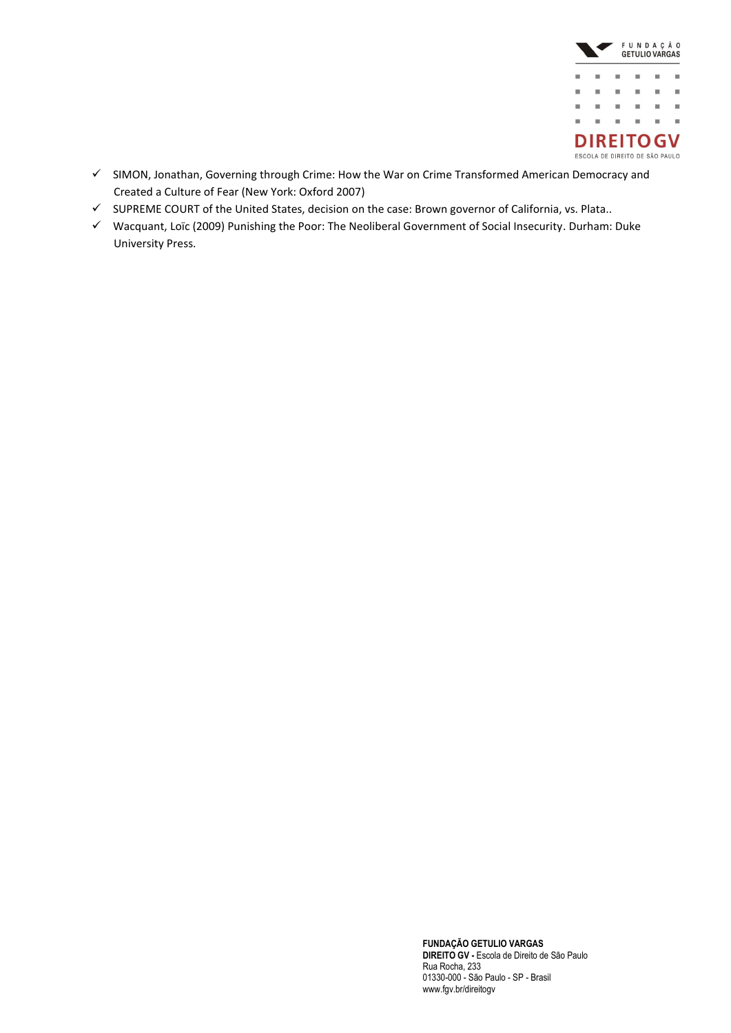- SIMON, Jonathan, Governing through Crime: How the War on Crime Transformed American Democracy and Created a Culture of Fear (New York: Oxford 2007)
- SUPREME COURT of the United States, decision on the case: Brown governor of California, vs. Plata..
- Wacquant, Loïc (2009) Punishing the Poor: The Neoliberal Government of Social Insecurity. Durham: Duke University Press.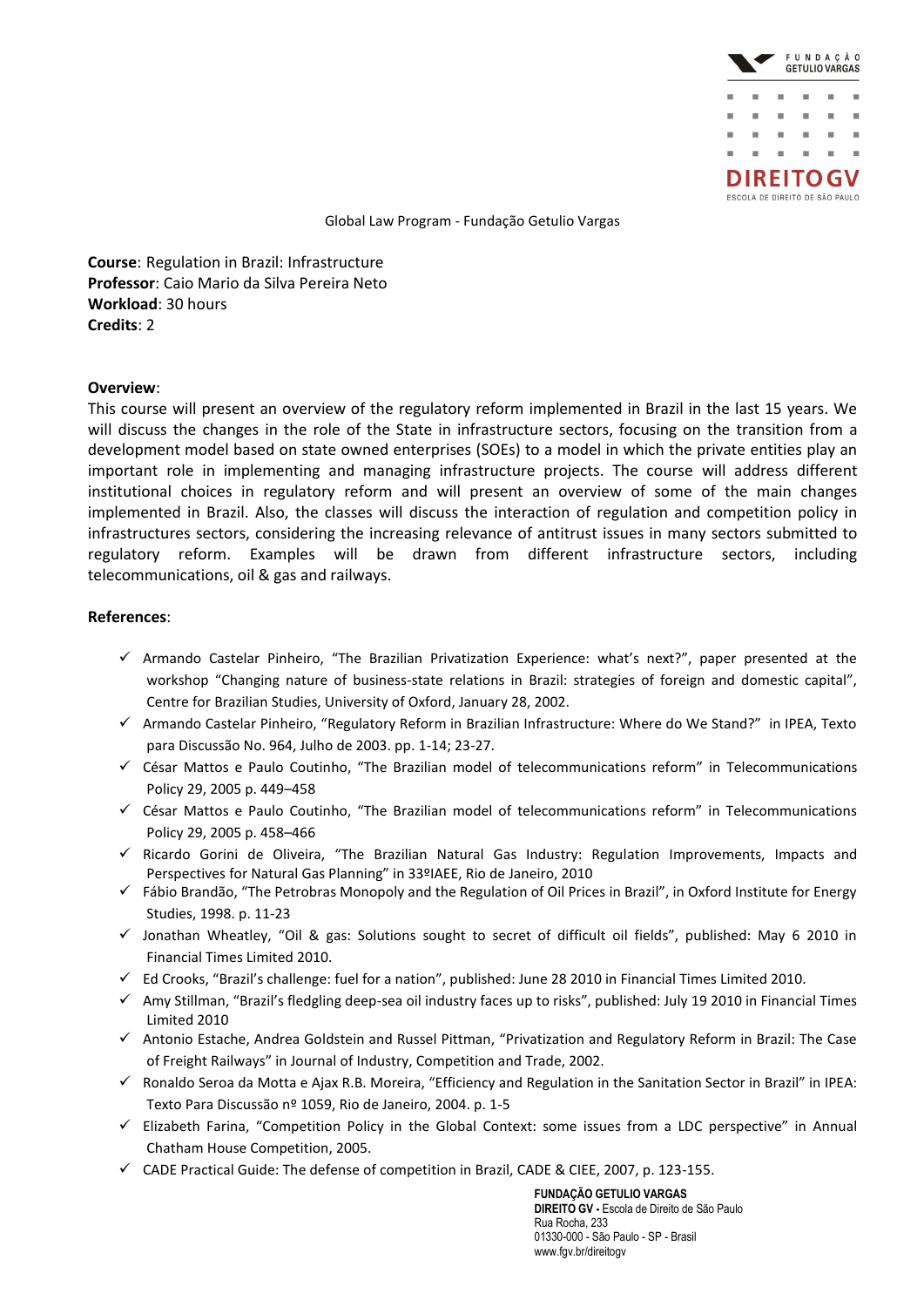Global Law Program - Fundação Getulio Vargas

**Course**: Regulation in Brazil: Infrastructure
**Professor**: Caio Mario da Silva Pereira Neto
**Workload**: 30 hours
**Credits**: 2

**Overview**:
This course will present an overview of the regulatory reform implemented in Brazil in the last 15 years. We will discuss the changes in the role of the State in infrastructure sectors, focusing on the transition from a development model based on state owned enterprises (SOEs) to a model in which the private entities play an important role in implementing and managing infrastructure projects. The course will address different institutional choices in regulatory reform and will present an overview of some of the main changes implemented in Brazil. Also, the classes will discuss the interaction of regulation and competition policy in infrastructures sectors, considering the increasing relevance of antitrust issues in many sectors submitted to regulatory reform. Examples will be drawn from different infrastructure sectors, including telecommunications, oil & gas and railways.

**References**:

- ✓ Armando Castelar Pinheiro, "The Brazilian Privatization Experience: what's next?", paper presented at the workshop "Changing nature of business-state relations in Brazil: strategies of foreign and domestic capital", Centre for Brazilian Studies, University of Oxford, January 28, 2002.
- ✓ Armando Castelar Pinheiro, "Regulatory Reform in Brazilian Infrastructure: Where do We Stand?" in IPEA, Texto para Discussão No. 964, Julho de 2003. pp. 1-14; 23-27.
- ✓ César Mattos e Paulo Coutinho, "The Brazilian model of telecommunications reform" in Telecommunications Policy 29, 2005 p. 449–458
- ✓ César Mattos e Paulo Coutinho, "The Brazilian model of telecommunications reform" in Telecommunications Policy 29, 2005 p. 458–466
- ✓ Ricardo Gorini de Oliveira, "The Brazilian Natural Gas Industry: Regulation Improvements, Impacts and Perspectives for Natural Gas Planning" in 33ºIAEE, Rio de Janeiro, 2010
- ✓ Fábio Brandão, "The Petrobras Monopoly and the Regulation of Oil Prices in Brazil", in Oxford Institute for Energy Studies, 1998. p. 11-23
- ✓ Jonathan Wheatley, "Oil & gas: Solutions sought to secret of difficult oil fields", published: May 6 2010 in Financial Times Limited 2010.
- ✓ Ed Crooks, "Brazil's challenge: fuel for a nation", published: June 28 2010 in Financial Times Limited 2010.
- ✓ Amy Stillman, "Brazil's fledgling deep-sea oil industry faces up to risks", published: July 19 2010 in Financial Times Limited 2010
- ✓ Antonio Estache, Andrea Goldstein and Russel Pittman, "Privatization and Regulatory Reform in Brazil: The Case of Freight Railways" in Journal of Industry, Competition and Trade, 2002.
- ✓ Ronaldo Seroa da Motta e Ajax R.B. Moreira, "Efficiency and Regulation in the Sanitation Sector in Brazil" in IPEA: Texto Para Discussão nº 1059, Rio de Janeiro, 2004. p. 1-5
- ✓ Elizabeth Farina, "Competition Policy in the Global Context: some issues from a LDC perspective" in Annual Chatham House Competition, 2005.
- ✓ CADE Practical Guide: The defense of competition in Brazil, CADE & CIEE, 2007, p. 123-155.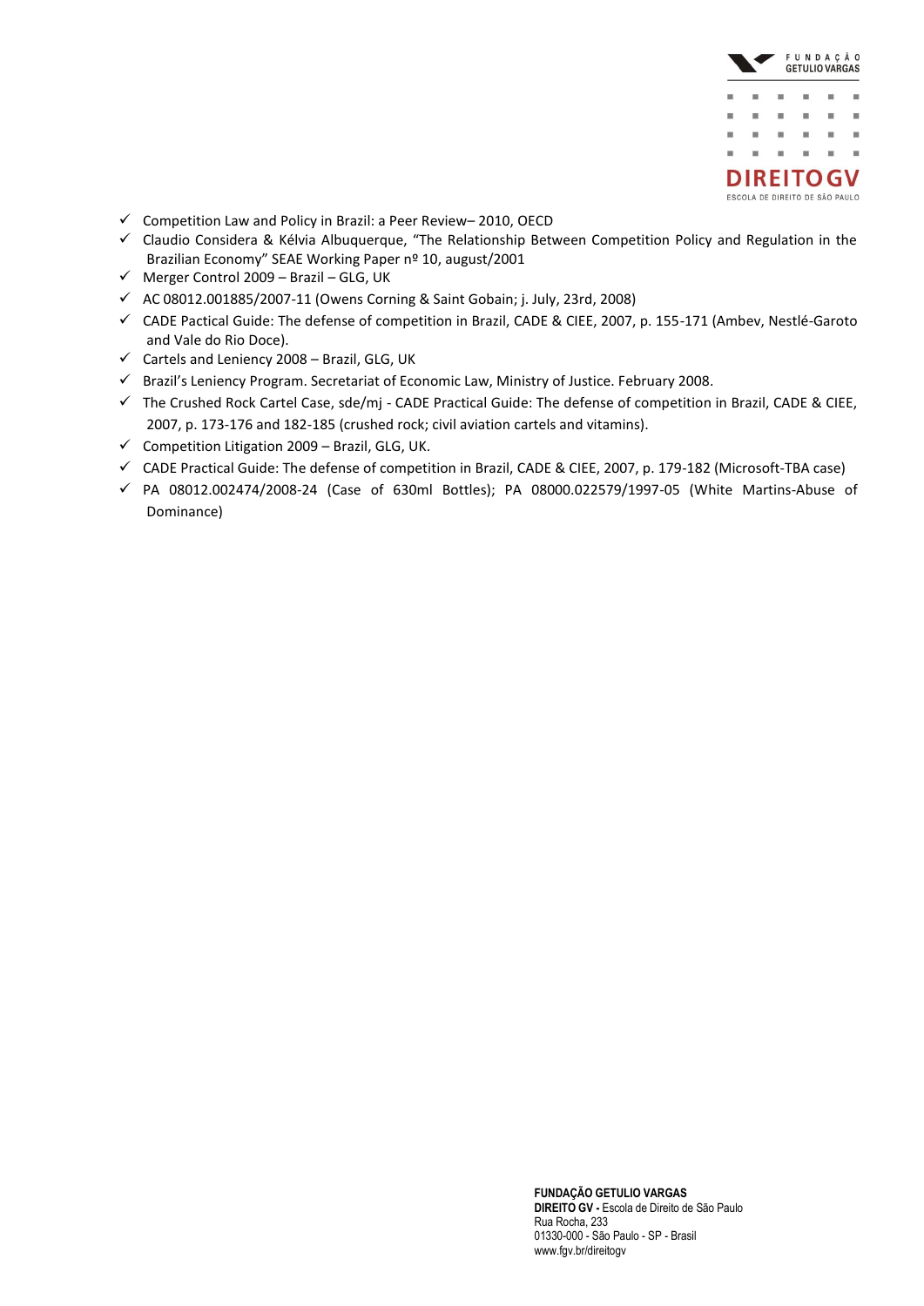- ✓ Competition Law and Policy in Brazil: a Peer Review– 2010, OECD
- ✓ Claudio Considera & Kélvia Albuquerque, "The Relationship Between Competition Policy and Regulation in the Brazilian Economy" SEAE Working Paper nº 10, august/2001
- ✓ Merger Control 2009 – Brazil – GLG, UK
- ✓ AC 08012.001885/2007-11 (Owens Corning & Saint Gobain; j. July, 23rd, 2008)
- ✓ CADE Pactical Guide: The defense of competition in Brazil, CADE & CIEE, 2007, p. 155-171 (Ambev, Nestlé-Garoto and Vale do Rio Doce).
- ✓ Cartels and Leniency 2008 – Brazil, GLG, UK
- ✓ Brazil's Leniency Program. Secretariat of Economic Law, Ministry of Justice. February 2008.
- ✓ The Crushed Rock Cartel Case, sde/mj - CADE Practical Guide: The defense of competition in Brazil, CADE & CIEE, 2007, p. 173-176 and 182-185 (crushed rock; civil aviation cartels and vitamins).
- ✓ Competition Litigation 2009 – Brazil, GLG, UK.
- ✓ CADE Practical Guide: The defense of competition in Brazil, CADE & CIEE, 2007, p. 179-182 (Microsoft-TBA case)
- ✓ PA 08012.002474/2008-24 (Case of 630ml Bottles); PA 08000.022579/1997-05 (White Martins-Abuse of Dominance)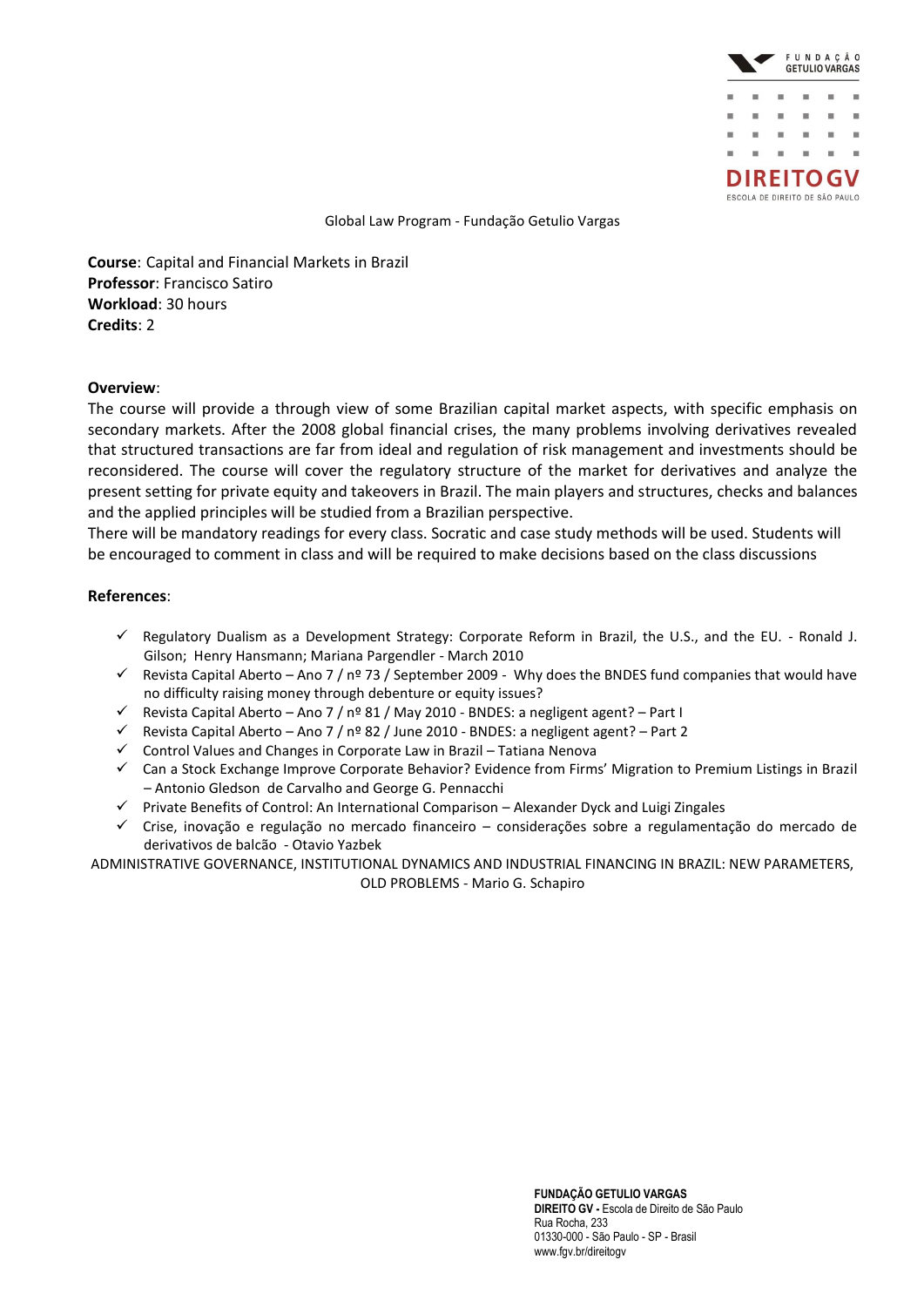Global Law Program - Fundação Getulio Vargas

**Course**: Capital and Financial Markets in Brazil
**Professor**: Francisco Satiro
**Workload**: 30 hours
**Credits**: 2

**Overview**:

The course will provide a through view of some Brazilian capital market aspects, with specific emphasis on secondary markets. After the 2008 global financial crises, the many problems involving derivatives revealed that structured transactions are far from ideal and regulation of risk management and investments should be reconsidered. The course will cover the regulatory structure of the market for derivatives and analyze the present setting for private equity and takeovers in Brazil. The main players and structures, checks and balances and the applied principles will be studied from a Brazilian perspective.

There will be mandatory readings for every class. Socratic and case study methods will be used. Students will be encouraged to comment in class and will be required to make decisions based on the class discussions

**References**:

- ✓ Regulatory Dualism as a Development Strategy: Corporate Reform in Brazil, the U.S., and the EU. - Ronald J. Gilson; Henry Hansmann; Mariana Pargendler - March 2010
- ✓ Revista Capital Aberto – Ano 7 / nº 73 / September 2009 - Why does the BNDES fund companies that would have no difficulty raising money through debenture or equity issues?
- ✓ Revista Capital Aberto – Ano 7 / nº 81 / May 2010 - BNDES: a negligent agent? – Part I
- ✓ Revista Capital Aberto – Ano 7 / nº 82 / June 2010 - BNDES: a negligent agent? – Part 2
- ✓ Control Values and Changes in Corporate Law in Brazil – Tatiana Nenova
- ✓ Can a Stock Exchange Improve Corporate Behavior? Evidence from Firms' Migration to Premium Listings in Brazil – Antonio Gledson de Carvalho and George G. Pennacchi
- ✓ Private Benefits of Control: An International Comparison – Alexander Dyck and Luigi Zingales
- ✓ Crise, inovação e regulação no mercado financeiro – considerações sobre a regulamentação do mercado de derivativos de balcão - Otavio Yazbek

ADMINISTRATIVE GOVERNANCE, INSTITUTIONAL DYNAMICS AND INDUSTRIAL FINANCING IN BRAZIL: NEW PARAMETERS, OLD PROBLEMS - Mario G. Schapiro

**FUNDAÇÃO GETULIO VARGAS**
**DIREITO GV -** Escola de Direito de São Paulo
Rua Rocha, 233
01330-000 - São Paulo - SP - Brasil
www.fgv.br/direitogv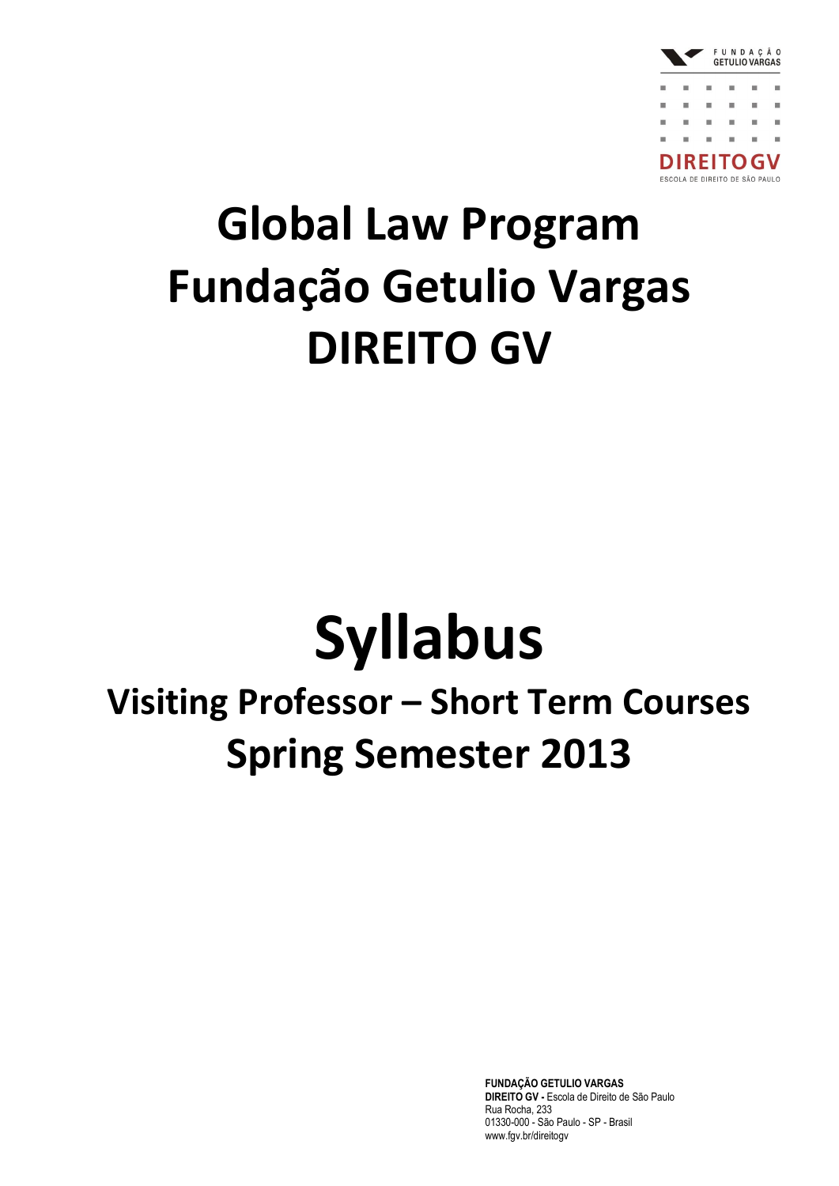FUNDAÇÃO GETULIO VARGAS

DIREITO GV

ESCOLA DE DIREITO DE SÃO PAULO

# Global Law Program
# Fundação Getulio Vargas
# DIREITO GV

# Syllabus

## Visiting Professor – Short Term Courses
## Spring Semester 2013

**FUNDAÇÃO GETULIO VARGAS**
**DIREITO GV -** Escola de Direito de São Paulo
Rua Rocha, 233
01330-000 - São Paulo - SP - Brasil
www.fgv.br/direitogv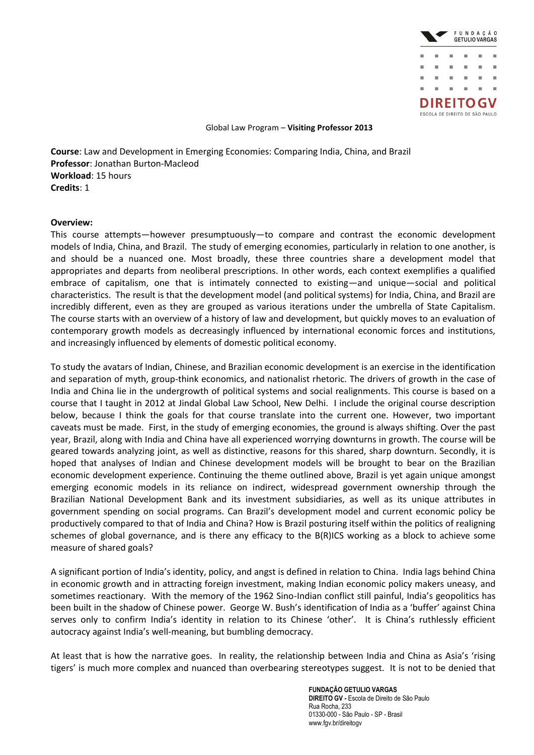Global Law Program – **Visiting Professor 2013**

**Course**: Law and Development in Emerging Economies: Comparing India, China, and Brazil
**Professor**: Jonathan Burton-Macleod
**Workload**: 15 hours
**Credits**: 1

**Overview:**

This course attempts—however presumptuously—to compare and contrast the economic development models of India, China, and Brazil. The study of emerging economies, particularly in relation to one another, is and should be a nuanced one. Most broadly, these three countries share a development model that appropriates and departs from neoliberal prescriptions. In other words, each context exemplifies a qualified embrace of capitalism, one that is intimately connected to existing—and unique—social and political characteristics. The result is that the development model (and political systems) for India, China, and Brazil are incredibly different, even as they are grouped as various iterations under the umbrella of State Capitalism. The course starts with an overview of a history of law and development, but quickly moves to an evaluation of contemporary growth models as decreasingly influenced by international economic forces and institutions, and increasingly influenced by elements of domestic political economy.

To study the avatars of Indian, Chinese, and Brazilian economic development is an exercise in the identification and separation of myth, group-think economics, and nationalist rhetoric. The drivers of growth in the case of India and China lie in the undergrowth of political systems and social realignments. This course is based on a course that I taught in 2012 at Jindal Global Law School, New Delhi. I include the original course description below, because I think the goals for that course translate into the current one. However, two important caveats must be made. First, in the study of emerging economies, the ground is always shifting. Over the past year, Brazil, along with India and China have all experienced worrying downturns in growth. The course will be geared towards analyzing joint, as well as distinctive, reasons for this shared, sharp downturn. Secondly, it is hoped that analyses of Indian and Chinese development models will be brought to bear on the Brazilian economic development experience. Continuing the theme outlined above, Brazil is yet again unique amongst emerging economic models in its reliance on indirect, widespread government ownership through the Brazilian National Development Bank and its investment subsidiaries, as well as its unique attributes in government spending on social programs. Can Brazil's development model and current economic policy be productively compared to that of India and China? How is Brazil posturing itself within the politics of realigning schemes of global governance, and is there any efficacy to the B(R)ICS working as a block to achieve some measure of shared goals?

A significant portion of India's identity, policy, and angst is defined in relation to China. India lags behind China in economic growth and in attracting foreign investment, making Indian economic policy makers uneasy, and sometimes reactionary. With the memory of the 1962 Sino-Indian conflict still painful, India's geopolitics has been built in the shadow of Chinese power. George W. Bush's identification of India as a 'buffer' against China serves only to confirm India's identity in relation to its Chinese 'other'. It is China's ruthlessly efficient autocracy against India's well-meaning, but bumbling democracy.

At least that is how the narrative goes. In reality, the relationship between India and China as Asia's 'rising tigers' is much more complex and nuanced than overbearing stereotypes suggest. It is not to be denied that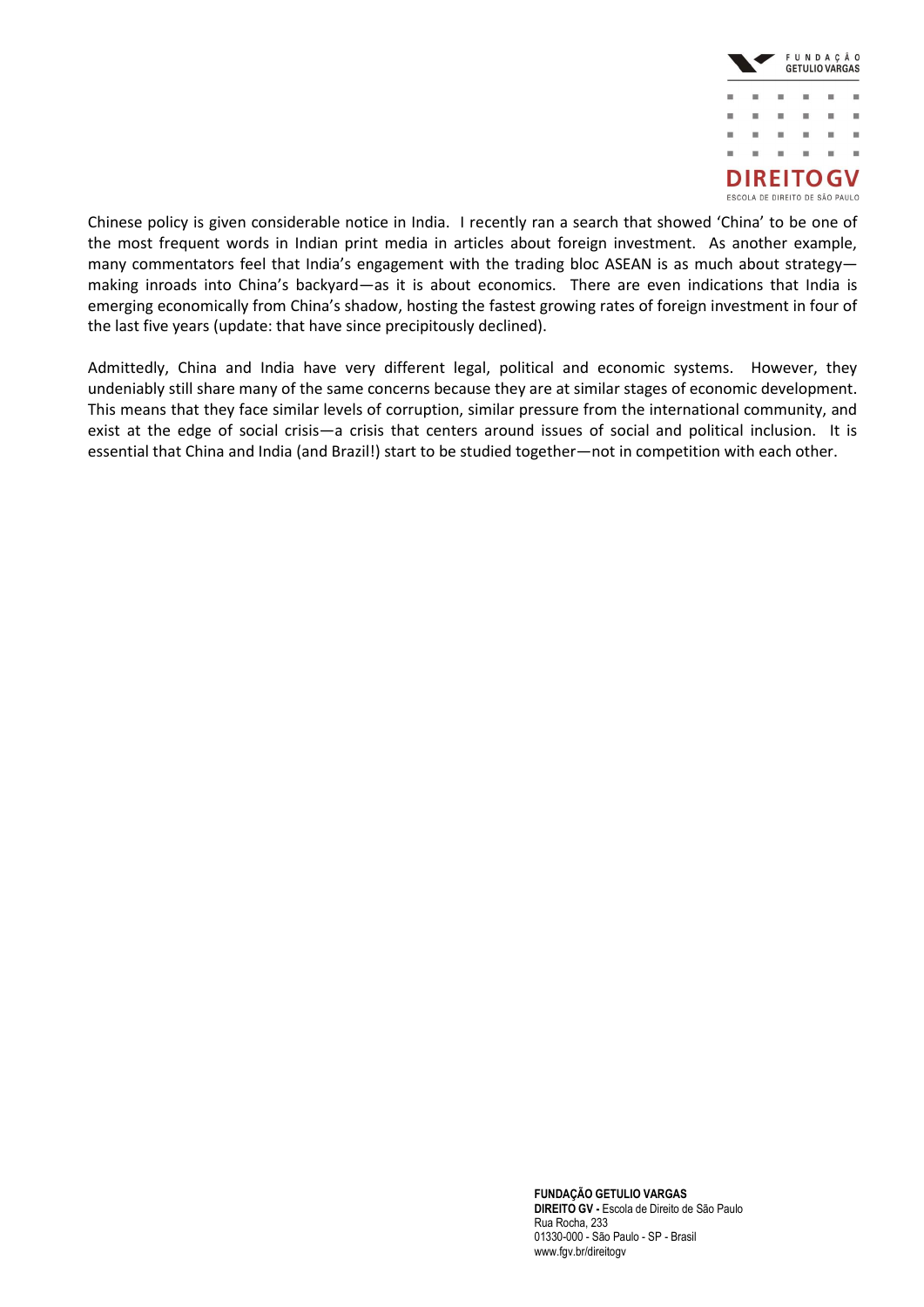Chinese policy is given considerable notice in India. I recently ran a search that showed 'China' to be one of the most frequent words in Indian print media in articles about foreign investment. As another example, many commentators feel that India's engagement with the trading bloc ASEAN is as much about strategy—making inroads into China's backyard—as it is about economics. There are even indications that India is emerging economically from China's shadow, hosting the fastest growing rates of foreign investment in four of the last five years (update: that have since precipitously declined).

Admittedly, China and India have very different legal, political and economic systems. However, they undeniably still share many of the same concerns because they are at similar stages of economic development. This means that they face similar levels of corruption, similar pressure from the international community, and exist at the edge of social crisis—a crisis that centers around issues of social and political inclusion. It is essential that China and India (and Brazil!) start to be studied together—not in competition with each other.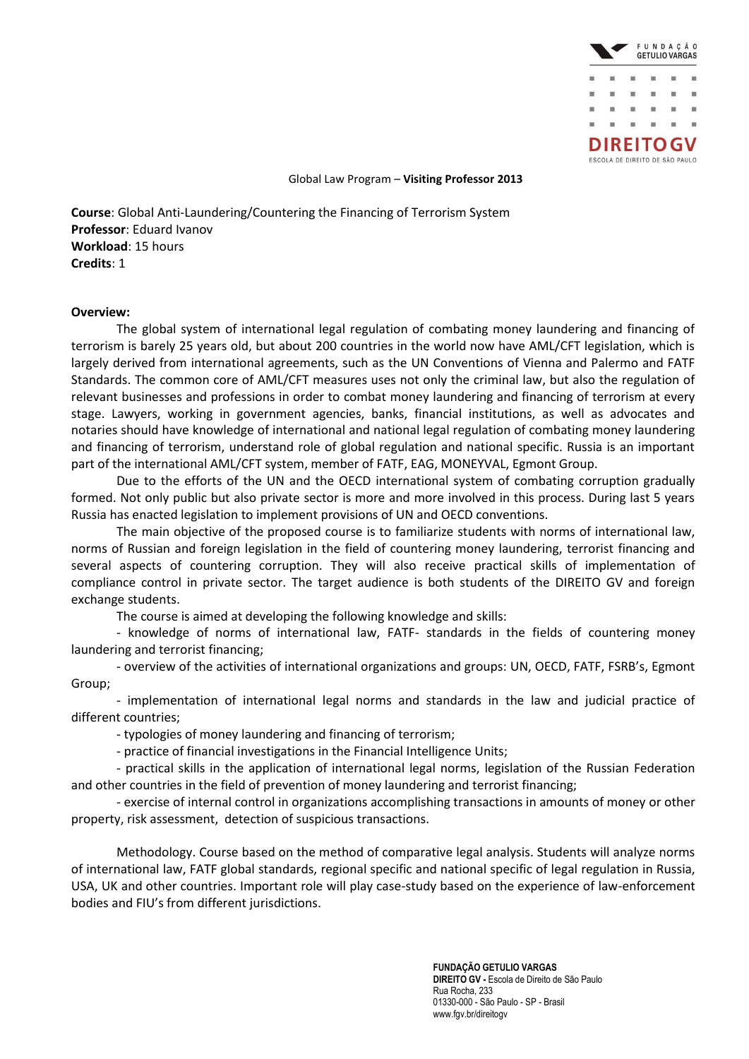Global Law Program – **Visiting Professor 2013**

**Course**: Global Anti-Laundering/Countering the Financing of Terrorism System
**Professor**: Eduard Ivanov
**Workload**: 15 hours
**Credits**: 1

**Overview:**

The global system of international legal regulation of combating money laundering and financing of terrorism is barely 25 years old, but about 200 countries in the world now have AML/CFT legislation, which is largely derived from international agreements, such as the UN Conventions of Vienna and Palermo and FATF Standards. The common core of AML/CFT measures uses not only the criminal law, but also the regulation of relevant businesses and professions in order to combat money laundering and financing of terrorism at every stage. Lawyers, working in government agencies, banks, financial institutions, as well as advocates and notaries should have knowledge of international and national legal regulation of combating money laundering and financing of terrorism, understand role of global regulation and national specific. Russia is an important part of the international AML/CFT system, member of FATF, EAG, MONEYVAL, Egmont Group.

Due to the efforts of the UN and the OECD international system of combating corruption gradually formed. Not only public but also private sector is more and more involved in this process. During last 5 years Russia has enacted legislation to implement provisions of UN and OECD conventions.

The main objective of the proposed course is to familiarize students with norms of international law, norms of Russian and foreign legislation in the field of countering money laundering, terrorist financing and several aspects of countering corruption. They will also receive practical skills of implementation of compliance control in private sector. The target audience is both students of the DIREITO GV and foreign exchange students.

The course is aimed at developing the following knowledge and skills:

- knowledge of norms of international law, FATF- standards in the fields of countering money laundering and terrorist financing;
- overview of the activities of international organizations and groups: UN, OECD, FATF, FSRB's, Egmont Group;
- implementation of international legal norms and standards in the law and judicial practice of different countries;
- typologies of money laundering and financing of terrorism;
- practice of financial investigations in the Financial Intelligence Units;
- practical skills in the application of international legal norms, legislation of the Russian Federation and other countries in the field of prevention of money laundering and terrorist financing;
- exercise of internal control in organizations accomplishing transactions in amounts of money or other property, risk assessment, detection of suspicious transactions.

Methodology. Course based on the method of comparative legal analysis. Students will analyze norms of international law, FATF global standards, regional specific and national specific of legal regulation in Russia, USA, UK and other countries. Important role will play case-study based on the experience of law-enforcement bodies and FIU's from different jurisdictions.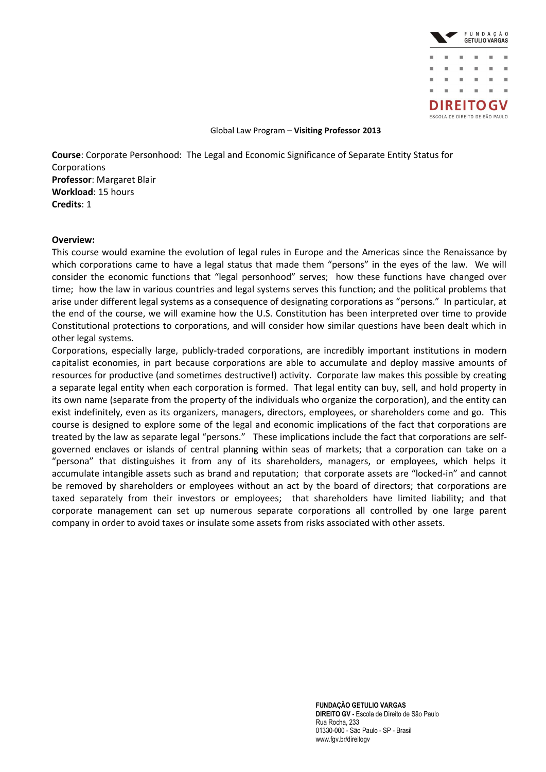Global Law Program – **Visiting Professor 2013**

**Course**: Corporate Personhood: The Legal and Economic Significance of Separate Entity Status for Corporations
**Professor**: Margaret Blair
**Workload**: 15 hours
**Credits**: 1

**Overview:**

This course would examine the evolution of legal rules in Europe and the Americas since the Renaissance by which corporations came to have a legal status that made them "persons" in the eyes of the law. We will consider the economic functions that "legal personhood" serves; how these functions have changed over time; how the law in various countries and legal systems serves this function; and the political problems that arise under different legal systems as a consequence of designating corporations as "persons." In particular, at the end of the course, we will examine how the U.S. Constitution has been interpreted over time to provide Constitutional protections to corporations, and will consider how similar questions have been dealt which in other legal systems.

Corporations, especially large, publicly-traded corporations, are incredibly important institutions in modern capitalist economies, in part because corporations are able to accumulate and deploy massive amounts of resources for productive (and sometimes destructive!) activity. Corporate law makes this possible by creating a separate legal entity when each corporation is formed. That legal entity can buy, sell, and hold property in its own name (separate from the property of the individuals who organize the corporation), and the entity can exist indefinitely, even as its organizers, managers, directors, employees, or shareholders come and go. This course is designed to explore some of the legal and economic implications of the fact that corporations are treated by the law as separate legal "persons." These implications include the fact that corporations are self-governed enclaves or islands of central planning within seas of markets; that a corporation can take on a "persona" that distinguishes it from any of its shareholders, managers, or employees, which helps it accumulate intangible assets such as brand and reputation; that corporate assets are "locked-in" and cannot be removed by shareholders or employees without an act by the board of directors; that corporations are taxed separately from their investors or employees; that shareholders have limited liability; and that corporate management can set up numerous separate corporations all controlled by one large parent company in order to avoid taxes or insulate some assets from risks associated with other assets.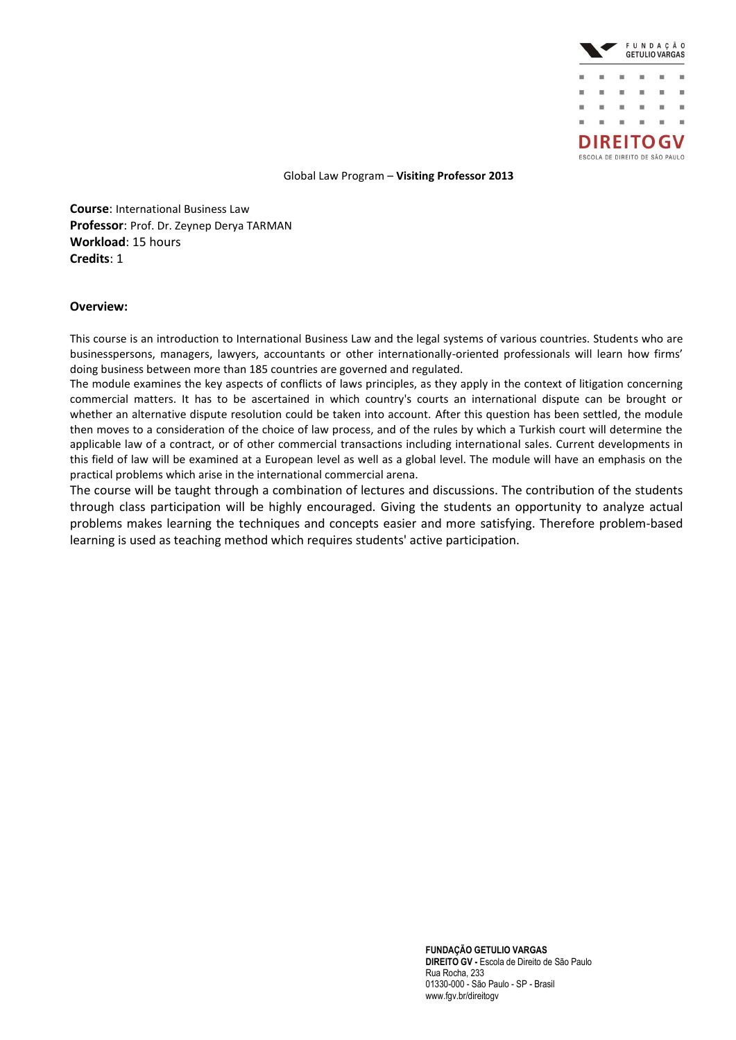Global Law Program – **Visiting Professor 2013**

**Course**: International Business Law
**Professor**: Prof. Dr. Zeynep Derya TARMAN
**Workload**: 15 hours
**Credits**: 1

**Overview:**

This course is an introduction to International Business Law and the legal systems of various countries. Students who are businesspersons, managers, lawyers, accountants or other internationally-oriented professionals will learn how firms' doing business between more than 185 countries are governed and regulated.
The module examines the key aspects of conflicts of laws principles, as they apply in the context of litigation concerning commercial matters. It has to be ascertained in which country's courts an international dispute can be brought or whether an alternative dispute resolution could be taken into account. After this question has been settled, the module then moves to a consideration of the choice of law process, and of the rules by which a Turkish court will determine the applicable law of a contract, or of other commercial transactions including international sales. Current developments in this field of law will be examined at a European level as well as a global level. The module will have an emphasis on the practical problems which arise in the international commercial arena.
The course will be taught through a combination of lectures and discussions. The contribution of the students through class participation will be highly encouraged. Giving the students an opportunity to analyze actual problems makes learning the techniques and concepts easier and more satisfying. Therefore problem-based learning is used as teaching method which requires students' active participation.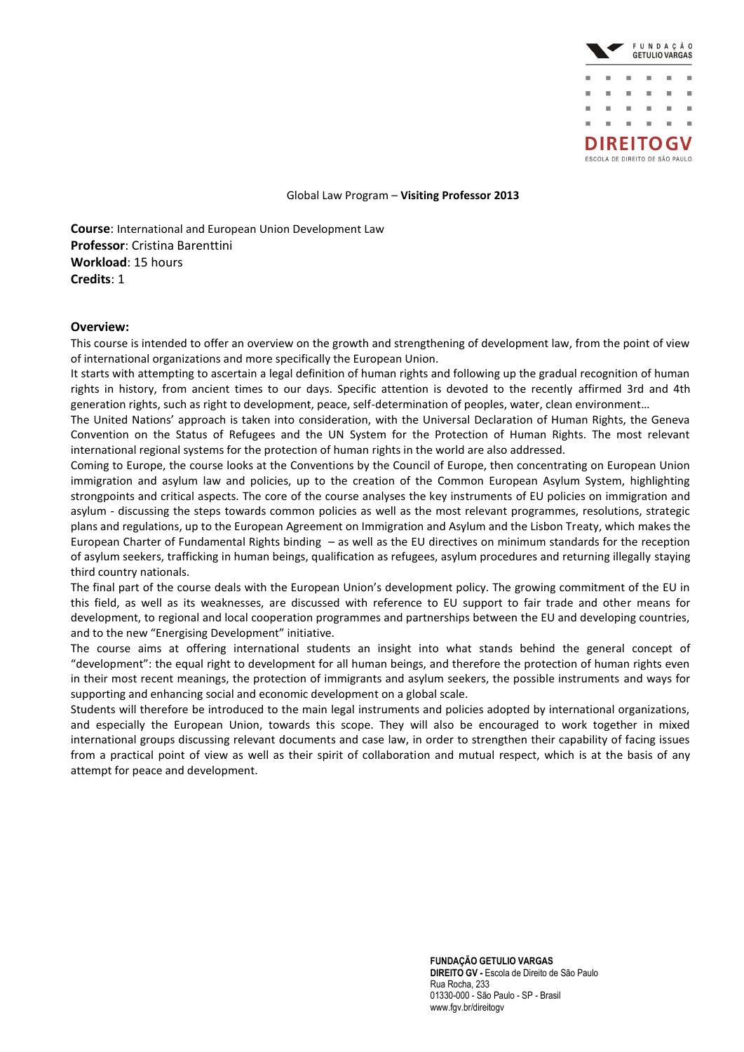Global Law Program – **Visiting Professor 2013**

**Course**: International and European Union Development Law
**Professor**: Cristina Barenttini
**Workload**: 15 hours
**Credits**: 1

**Overview:**

This course is intended to offer an overview on the growth and strengthening of development law, from the point of view of international organizations and more specifically the European Union.

It starts with attempting to ascertain a legal definition of human rights and following up the gradual recognition of human rights in history, from ancient times to our days. Specific attention is devoted to the recently affirmed 3rd and 4th generation rights, such as right to development, peace, self-determination of peoples, water, clean environment…

The United Nations' approach is taken into consideration, with the Universal Declaration of Human Rights, the Geneva Convention on the Status of Refugees and the UN System for the Protection of Human Rights. The most relevant international regional systems for the protection of human rights in the world are also addressed.

Coming to Europe, the course looks at the Conventions by the Council of Europe, then concentrating on European Union immigration and asylum law and policies, up to the creation of the Common European Asylum System, highlighting strongpoints and critical aspects. The core of the course analyses the key instruments of EU policies on immigration and asylum - discussing the steps towards common policies as well as the most relevant programmes, resolutions, strategic plans and regulations, up to the European Agreement on Immigration and Asylum and the Lisbon Treaty, which makes the European Charter of Fundamental Rights binding – as well as the EU directives on minimum standards for the reception of asylum seekers, trafficking in human beings, qualification as refugees, asylum procedures and returning illegally staying third country nationals.

The final part of the course deals with the European Union's development policy. The growing commitment of the EU in this field, as well as its weaknesses, are discussed with reference to EU support to fair trade and other means for development, to regional and local cooperation programmes and partnerships between the EU and developing countries, and to the new "Energising Development" initiative.

The course aims at offering international students an insight into what stands behind the general concept of "development": the equal right to development for all human beings, and therefore the protection of human rights even in their most recent meanings, the protection of immigrants and asylum seekers, the possible instruments and ways for supporting and enhancing social and economic development on a global scale.

Students will therefore be introduced to the main legal instruments and policies adopted by international organizations, and especially the European Union, towards this scope. They will also be encouraged to work together in mixed international groups discussing relevant documents and case law, in order to strengthen their capability of facing issues from a practical point of view as well as their spirit of collaboration and mutual respect, which is at the basis of any attempt for peace and development.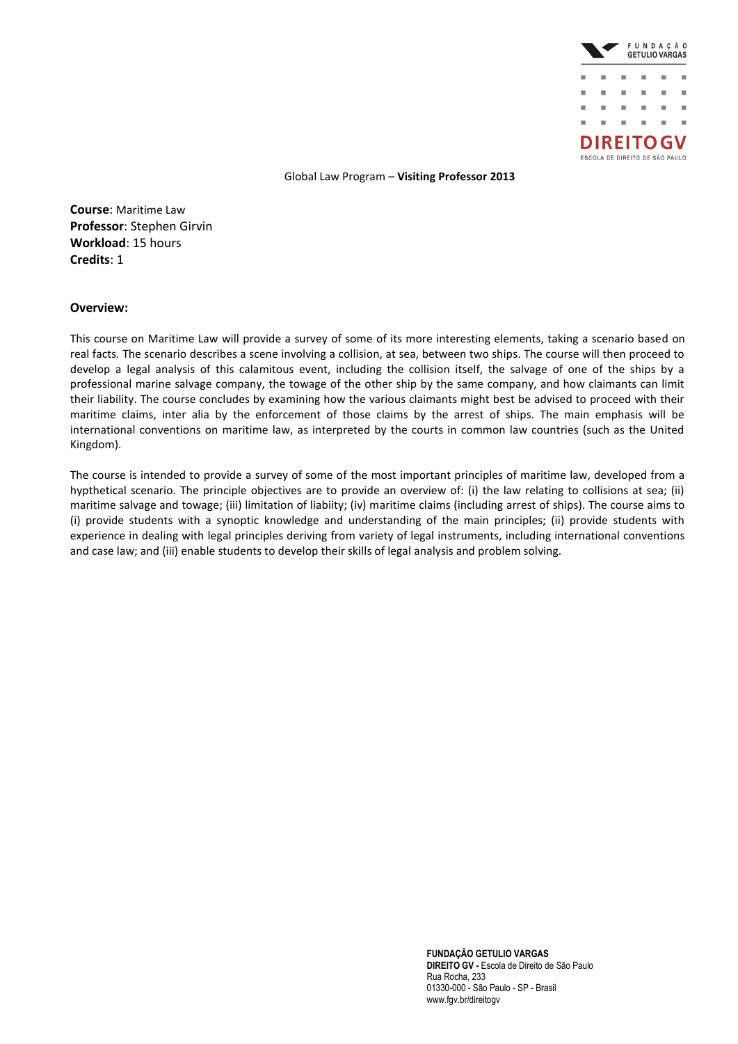Global Law Program – **Visiting Professor 2013**

**Course**: Maritime Law
**Professor**: Stephen Girvin
**Workload**: 15 hours
**Credits**: 1

**Overview:**

This course on Maritime Law will provide a survey of some of its more interesting elements, taking a scenario based on real facts. The scenario describes a scene involving a collision, at sea, between two ships. The course will then proceed to develop a legal analysis of this calamitous event, including the collision itself, the salvage of one of the ships by a professional marine salvage company, the towage of the other ship by the same company, and how claimants can limit their liability. The course concludes by examining how the various claimants might best be advised to proceed with their maritime claims, inter alia by the enforcement of those claims by the arrest of ships. The main emphasis will be international conventions on maritime law, as interpreted by the courts in common law countries (such as the United Kingdom).

The course is intended to provide a survey of some of the most important principles of maritime law, developed from a hypthetical scenario. The principle objectives are to provide an overview of: (i) the law relating to collisions at sea; (ii) maritime salvage and towage; (iii) limitation of liabiity; (iv) maritime claims (including arrest of ships). The course aims to (i) provide students with a synoptic knowledge and understanding of the main principles; (ii) provide students with experience in dealing with legal principles deriving from variety of legal instruments, including international conventions and case law; and (iii) enable students to develop their skills of legal analysis and problem solving.

**FUNDAÇÃO GETULIO VARGAS**
**DIREITO GV -** Escola de Direito de São Paulo
Rua Rocha, 233
01330-000 - São Paulo - SP - Brasil
www.fgv.br/direitogv